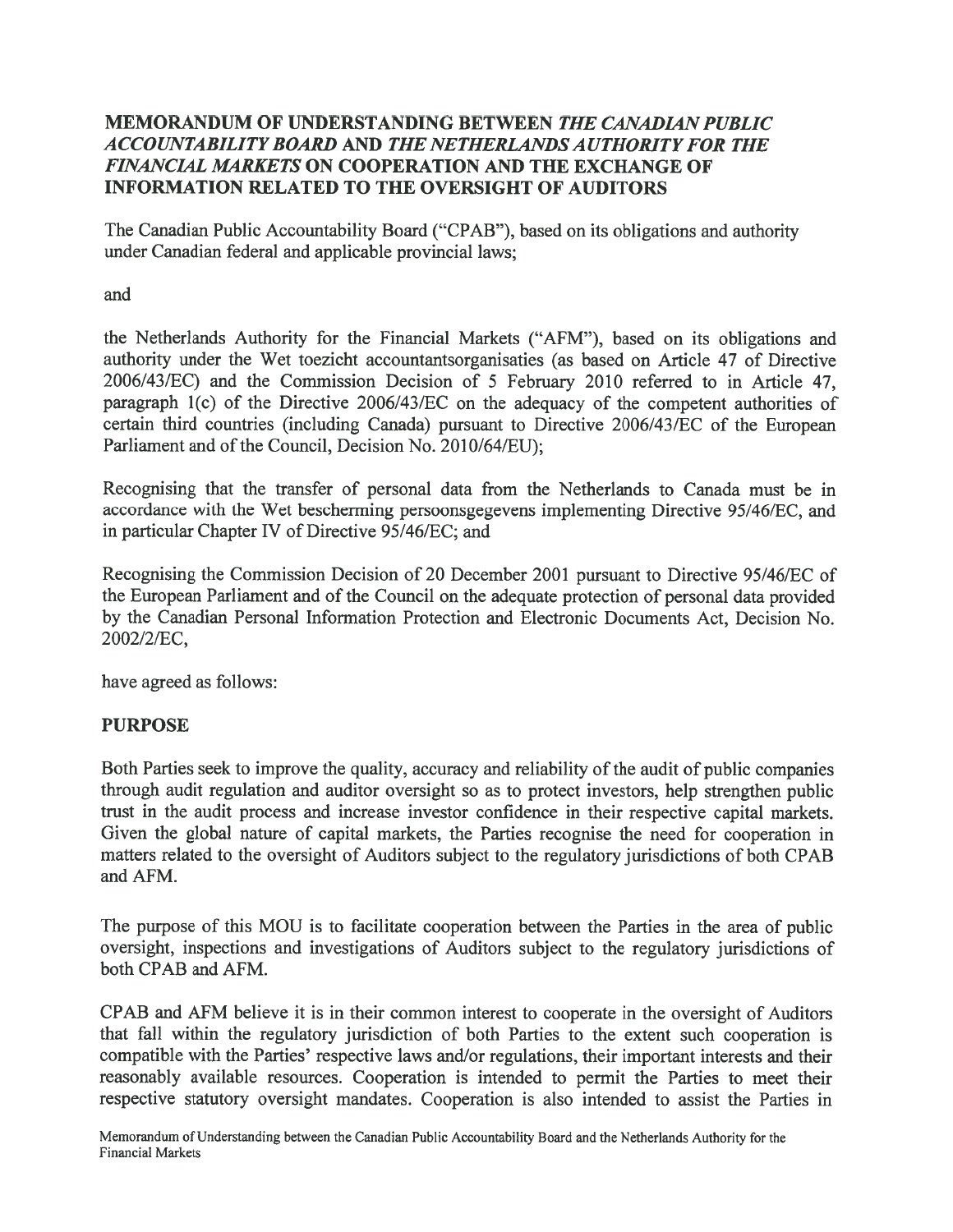# MEMORANDUM OF UNDERSTANDING BETWEEN *THE CANADIAN PUBLIC ACCOUNTABILITY BOARD* AND *THE NETHERLANDS AUTHORITY FOR THE FINANCIAL MARKETS* ON COOPERATION AND THE EXCHANGE OF INFORMATION RELATED TO THE OVERSIGHT OF AUDITORS

The Canadian Public Accountability Board ("CPAB"), based on its obligations and authority under Canadian federal and applicable provincial laws;

and

the Netherlands Authority for the Financial Markets ("AFM"), based on its obligations and authority under the Wet toezicht accountantsorganisaties (as based on Article 47 of Directive 2006/43/EC) and the Commission Decision of 5 February 2010 referred to in Article 47, paragraph 1(c) of the Directive 2006/43/EC on the adequacy of the competent authorities of certain third countries (including Canada) pursuant to Directive 2006/43/EC of the European Parliament and of the Council, Decision No. 2010/64/EU);

Recognising that the transfer of personal data from the Netherlands to Canada must be in accordance with the Wet bescherming persoonsgegevens implementing Directive 95/46/EC, and in particular Chapter IV of Directive 95/46/EC; and

Recognising the Commission Decision of 20 December 2001 pursuant to Directive 95/46/EC of the European Parliament and of the Council on the adequate protection of personal data provided by the Canadian Personal Information Protection and Electronic Documents Act, Decision No. 2002/2/EC,

have agreed as follows:

## PURPOSE

Both Parties seek to improve the quality, accuracy and reliability of the audit of public companies through audit regulation and auditor oversight so as to protect investors, help strengthen public trust in the audit process and increase investor confidence in their respective capital markets. Given the global nature of capital markets, the Parties recognise the need for cooperation in matters related to the oversight of Auditors subject to the regulatory jurisdictions of both CPAB and AFM.

The purpose of this MOU is to facilitate cooperation between the Parties in the area of public oversight, inspections and investigations of Auditors subject to the regulatory jurisdictions of both CPAB and AFM.

CPAB and AFM believe it is in their common interest to cooperate in the oversight of Auditors that fall within the regulatory jurisdiction of both Parties to the extent such cooperation is compatible with the Parties' respective laws and/or regulations, their important interests and their reasonably available resources. Cooperation is intended to permit the Parties to meet their respective statutory oversight mandates. Cooperation is also intended to assist the Parties in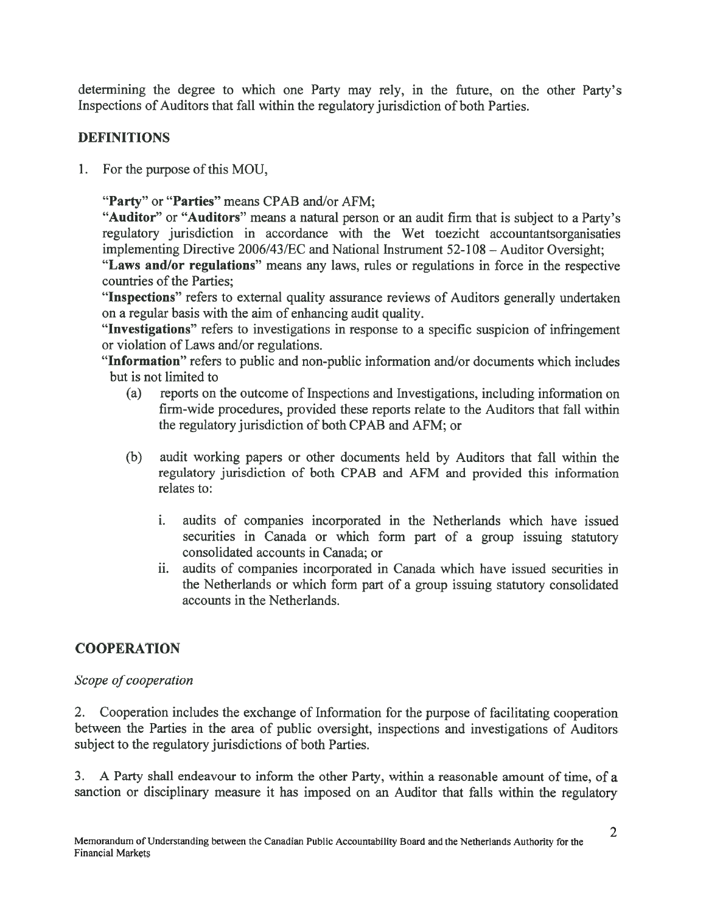determining the degree to which one Party may rely, in the future, on the other Party's Inspections of Auditors that fall within the regulatory jurisdiction of both Parties.

## DEFINITIONS

1. For the purpose of this MOU,

   "**Party**" or "**Parties**" means CPAB and/or AFM;

   "**Auditor**" or "**Auditors**" means a natural person or an audit firm that is subject to a Party's regulatory jurisdiction in accordance with the Wet toezicht accountantsorganisaties implementing Directive 2006/43/EC and National Instrument 52-108 – Auditor Oversight;

   "**Laws and/or regulations**" means any laws, rules or regulations in force in the respective countries of the Parties;

   "**Inspections**" refers to external quality assurance reviews of Auditors generally undertaken on a regular basis with the aim of enhancing audit quality.

   "**Investigations**" refers to investigations in response to a specific suspicion of infringement or violation of Laws and/or regulations.

   "**Information**" refers to public and non-public information and/or documents which includes but is not limited to

   (a) reports on the outcome of Inspections and Investigations, including information on firm-wide procedures, provided these reports relate to the Auditors that fall within the regulatory jurisdiction of both CPAB and AFM; or

   (b) audit working papers or other documents held by Auditors that fall within the regulatory jurisdiction of both CPAB and AFM and provided this information relates to:

      i. audits of companies incorporated in the Netherlands which have issued securities in Canada or which form part of a group issuing statutory consolidated accounts in Canada; or

      ii. audits of companies incorporated in Canada which have issued securities in the Netherlands or which form part of a group issuing statutory consolidated accounts in the Netherlands.

## COOPERATION

*Scope of cooperation*

2. Cooperation includes the exchange of Information for the purpose of facilitating cooperation between the Parties in the area of public oversight, inspections and investigations of Auditors subject to the regulatory jurisdictions of both Parties.

3. A Party shall endeavour to inform the other Party, within a reasonable amount of time, of a sanction or disciplinary measure it has imposed on an Auditor that falls within the regulatory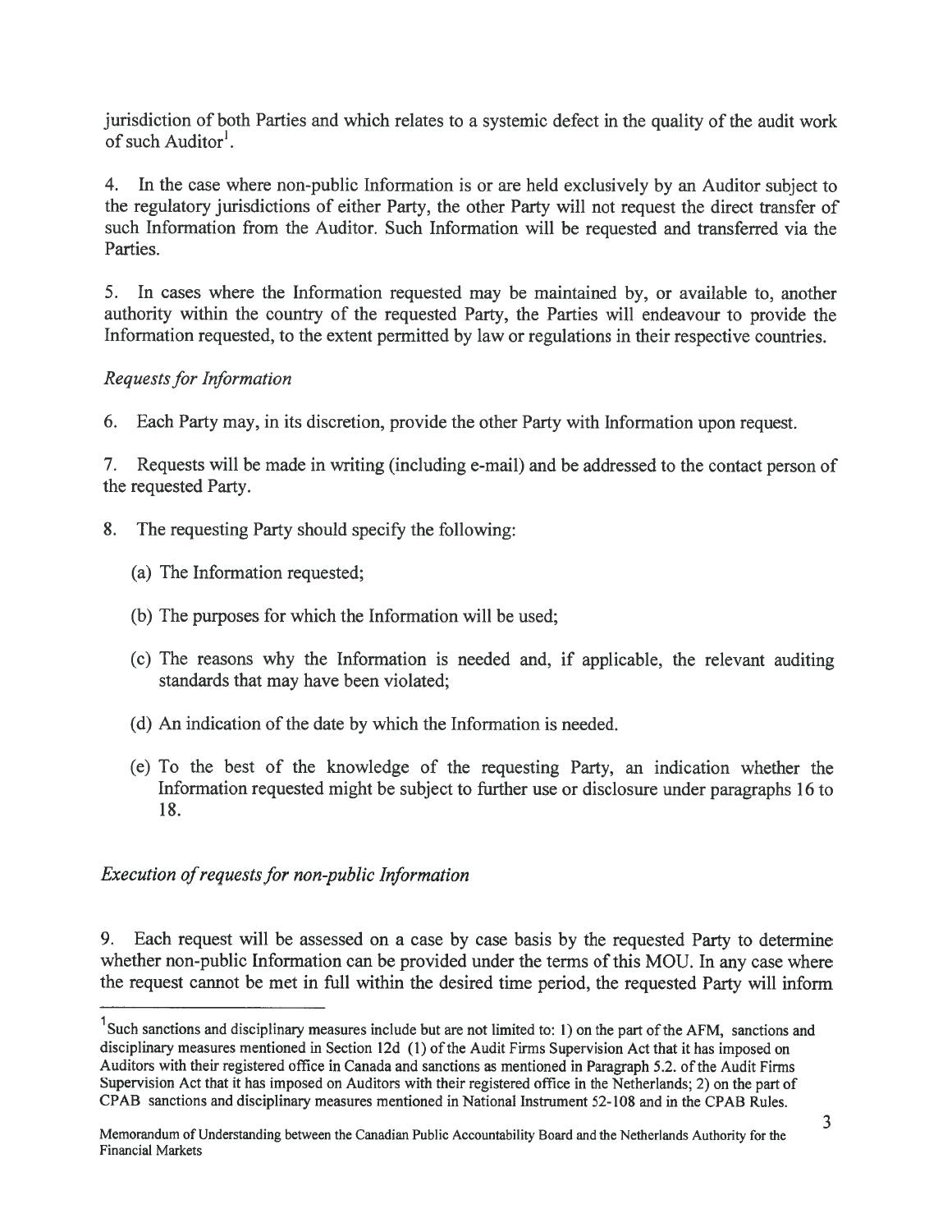jurisdiction of both Parties and which relates to a systemic defect in the quality of the audit work of such Auditor[1].

4. In the case where non-public Information is or are held exclusively by an Auditor subject to the regulatory jurisdictions of either Party, the other Party will not request the direct transfer of such Information from the Auditor. Such Information will be requested and transferred via the Parties.

5. In cases where the Information requested may be maintained by, or available to, another authority within the country of the requested Party, the Parties will endeavour to provide the Information requested, to the extent permitted by law or regulations in their respective countries.

*Requests for Information*

6. Each Party may, in its discretion, provide the other Party with Information upon request.

7. Requests will be made in writing (including e-mail) and be addressed to the contact person of the requested Party.

8. The requesting Party should specify the following:

(a) The Information requested;

(b) The purposes for which the Information will be used;

(c) The reasons why the Information is needed and, if applicable, the relevant auditing standards that may have been violated;

(d) An indication of the date by which the Information is needed.

(e) To the best of the knowledge of the requesting Party, an indication whether the Information requested might be subject to further use or disclosure under paragraphs 16 to 18.

*Execution of requests for non-public Information*

9. Each request will be assessed on a case by case basis by the requested Party to determine whether non-public Information can be provided under the terms of this MOU. In any case where the request cannot be met in full within the desired time period, the requested Party will inform

---

[1] Such sanctions and disciplinary measures include but are not limited to: 1) on the part of the AFM, sanctions and disciplinary measures mentioned in Section 12d (1) of the Audit Firms Supervision Act that it has imposed on Auditors with their registered office in Canada and sanctions as mentioned in Paragraph 5.2. of the Audit Firms Supervision Act that it has imposed on Auditors with their registered office in the Netherlands; 2) on the part of CPAB sanctions and disciplinary measures mentioned in National Instrument 52-108 and in the CPAB Rules.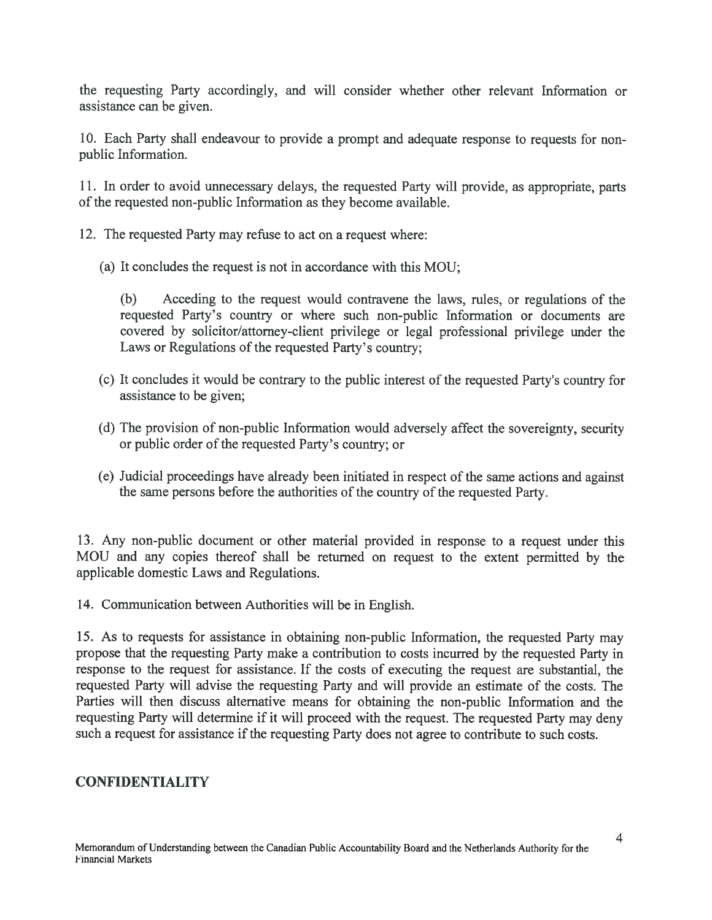the requesting Party accordingly, and will consider whether other relevant Information or assistance can be given.

10. Each Party shall endeavour to provide a prompt and adequate response to requests for non-public Information.

11. In order to avoid unnecessary delays, the requested Party will provide, as appropriate, parts of the requested non-public Information as they become available.

12. The requested Party may refuse to act on a request where:

   (a) It concludes the request is not in accordance with this MOU;

   (b) Acceding to the request would contravene the laws, rules, or regulations of the requested Party's country or where such non-public Information or documents are covered by solicitor/attorney-client privilege or legal professional privilege under the Laws or Regulations of the requested Party's country;

   (c) It concludes it would be contrary to the public interest of the requested Party's country for assistance to be given;

   (d) The provision of non-public Information would adversely affect the sovereignty, security or public order of the requested Party's country; or

   (e) Judicial proceedings have already been initiated in respect of the same actions and against the same persons before the authorities of the country of the requested Party.

13. Any non-public document or other material provided in response to a request under this MOU and any copies thereof shall be returned on request to the extent permitted by the applicable domestic Laws and Regulations.

14. Communication between Authorities will be in English.

15. As to requests for assistance in obtaining non-public Information, the requested Party may propose that the requesting Party make a contribution to costs incurred by the requested Party in response to the request for assistance. If the costs of executing the request are substantial, the requested Party will advise the requesting Party and will provide an estimate of the costs. The Parties will then discuss alternative means for obtaining the non-public Information and the requesting Party will determine if it will proceed with the request. The requested Party may deny such a request for assistance if the requesting Party does not agree to contribute to such costs.

## CONFIDENTIALITY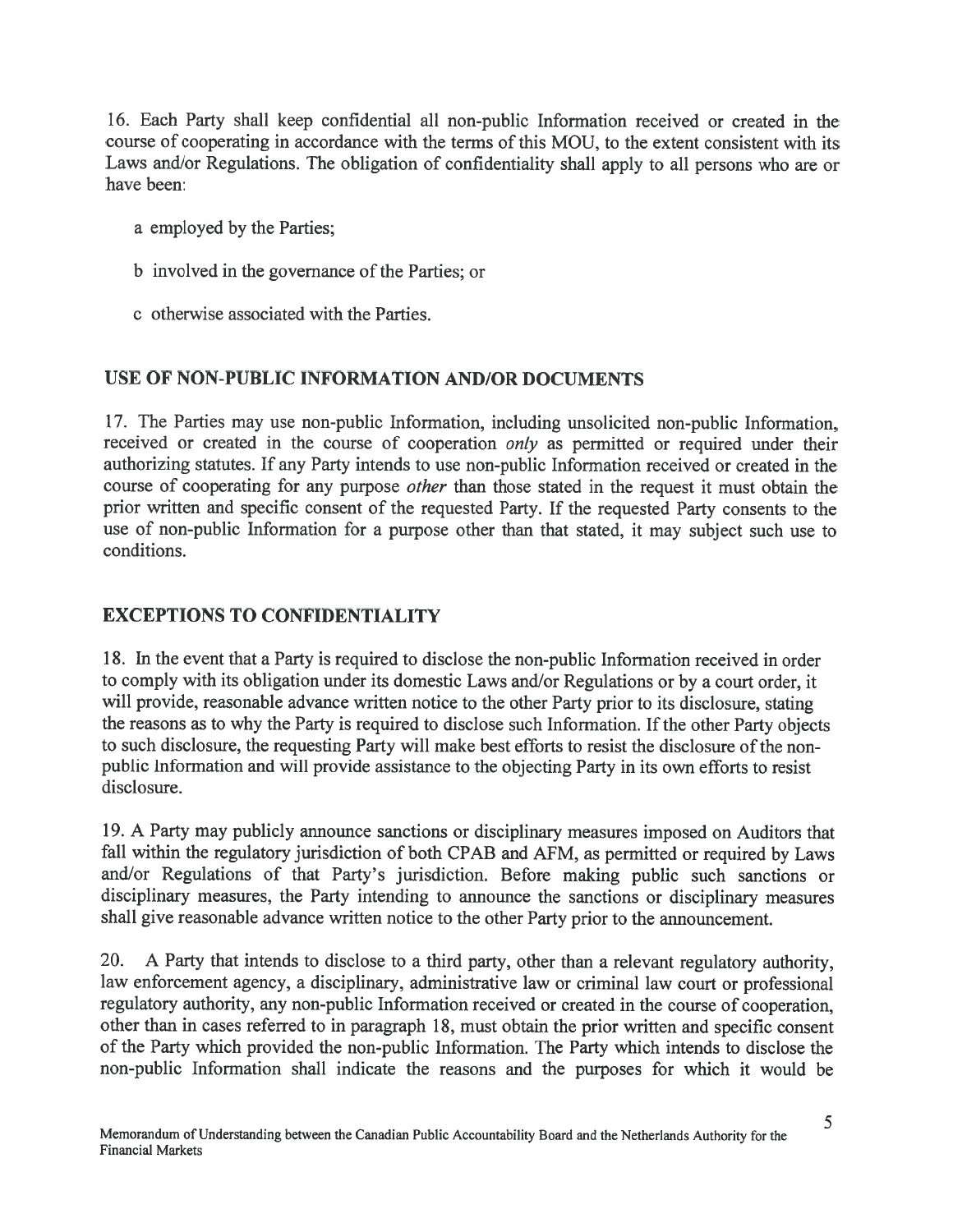16. Each Party shall keep confidential all non-public Information received or created in the course of cooperating in accordance with the terms of this MOU, to the extent consistent with its Laws and/or Regulations. The obligation of confidentiality shall apply to all persons who are or have been:

a employed by the Parties;

b involved in the governance of the Parties; or

c otherwise associated with the Parties.

## USE OF NON-PUBLIC INFORMATION AND/OR DOCUMENTS

17. The Parties may use non-public Information, including unsolicited non-public Information, received or created in the course of cooperation *only* as permitted or required under their authorizing statutes. If any Party intends to use non-public Information received or created in the course of cooperating for any purpose *other* than those stated in the request it must obtain the prior written and specific consent of the requested Party. If the requested Party consents to the use of non-public Information for a purpose other than that stated, it may subject such use to conditions.

## EXCEPTIONS TO CONFIDENTIALITY

18. In the event that a Party is required to disclose the non-public Information received in order to comply with its obligation under its domestic Laws and/or Regulations or by a court order, it will provide, reasonable advance written notice to the other Party prior to its disclosure, stating the reasons as to why the Party is required to disclose such Information. If the other Party objects to such disclosure, the requesting Party will make best efforts to resist the disclosure of the non-public Information and will provide assistance to the objecting Party in its own efforts to resist disclosure.

19. A Party may publicly announce sanctions or disciplinary measures imposed on Auditors that fall within the regulatory jurisdiction of both CPAB and AFM, as permitted or required by Laws and/or Regulations of that Party's jurisdiction. Before making public such sanctions or disciplinary measures, the Party intending to announce the sanctions or disciplinary measures shall give reasonable advance written notice to the other Party prior to the announcement.

20. A Party that intends to disclose to a third party, other than a relevant regulatory authority, law enforcement agency, a disciplinary, administrative law or criminal law court or professional regulatory authority, any non-public Information received or created in the course of cooperation, other than in cases referred to in paragraph 18, must obtain the prior written and specific consent of the Party which provided the non-public Information. The Party which intends to disclose the non-public Information shall indicate the reasons and the purposes for which it would be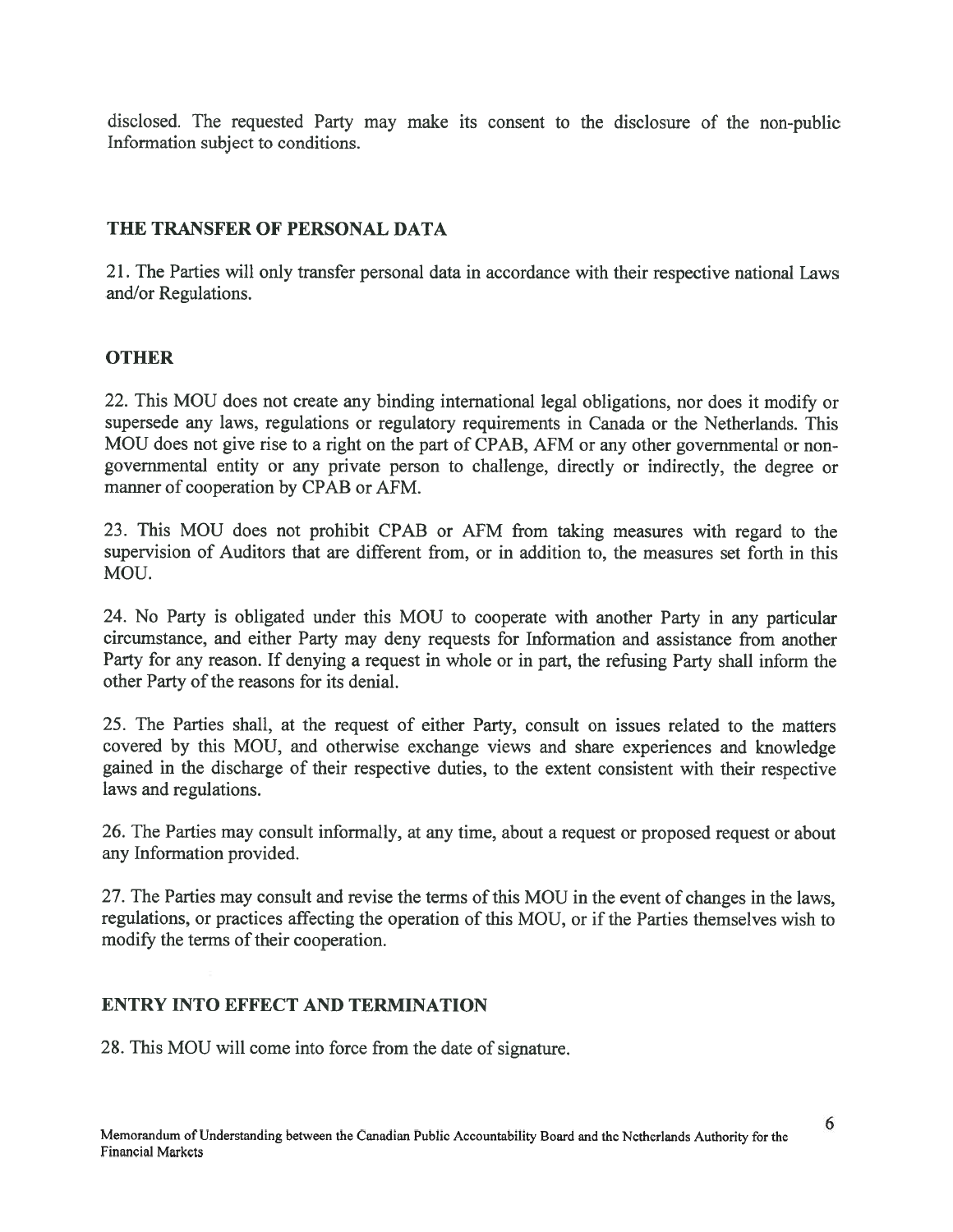disclosed. The requested Party may make its consent to the disclosure of the non-public Information subject to conditions.

## THE TRANSFER OF PERSONAL DATA

21. The Parties will only transfer personal data in accordance with their respective national Laws and/or Regulations.

## OTHER

22. This MOU does not create any binding international legal obligations, nor does it modify or supersede any laws, regulations or regulatory requirements in Canada or the Netherlands. This MOU does not give rise to a right on the part of CPAB, AFM or any other governmental or non-governmental entity or any private person to challenge, directly or indirectly, the degree or manner of cooperation by CPAB or AFM.

23. This MOU does not prohibit CPAB or AFM from taking measures with regard to the supervision of Auditors that are different from, or in addition to, the measures set forth in this MOU.

24. No Party is obligated under this MOU to cooperate with another Party in any particular circumstance, and either Party may deny requests for Information and assistance from another Party for any reason. If denying a request in whole or in part, the refusing Party shall inform the other Party of the reasons for its denial.

25. The Parties shall, at the request of either Party, consult on issues related to the matters covered by this MOU, and otherwise exchange views and share experiences and knowledge gained in the discharge of their respective duties, to the extent consistent with their respective laws and regulations.

26. The Parties may consult informally, at any time, about a request or proposed request or about any Information provided.

27. The Parties may consult and revise the terms of this MOU in the event of changes in the laws, regulations, or practices affecting the operation of this MOU, or if the Parties themselves wish to modify the terms of their cooperation.

## ENTRY INTO EFFECT AND TERMINATION

28. This MOU will come into force from the date of signature.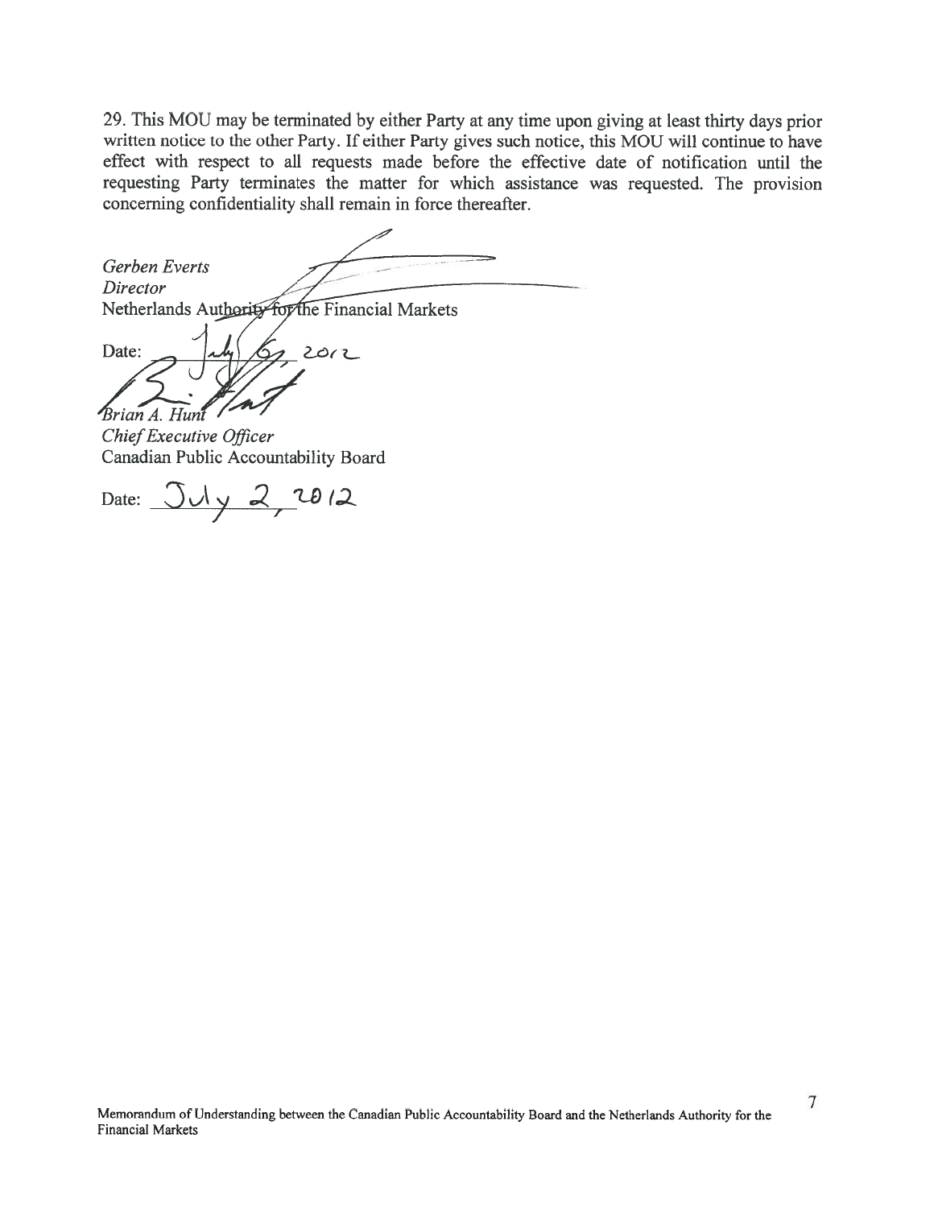29. This MOU may be terminated by either Party at any time upon giving at least thirty days prior written notice to the other Party. If either Party gives such notice, this MOU will continue to have effect with respect to all requests made before the effective date of notification until the requesting Party terminates the matter for which assistance was requested. The provision concerning confidentiality shall remain in force thereafter.

*Gerben Everts*
*Director*
Netherlands Authority for the Financial Markets

Date: July 6, 2012

*Brian A. Hunt*
*Chief Executive Officer*
Canadian Public Accountability Board

Date: July 2, 2012

Memorandum of Understanding between the Canadian Public Accountability Board and the Netherlands Authority for the Financial Markets